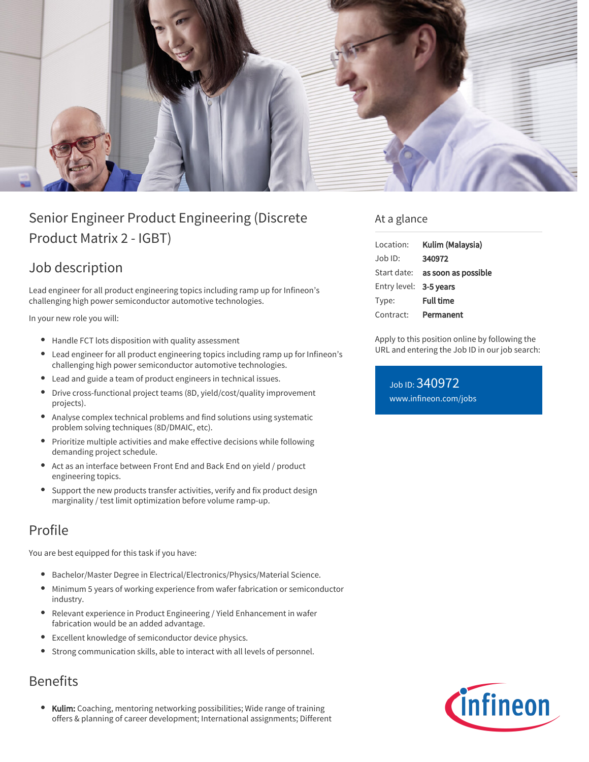# Senior Engineer Product Engineering (Discrete Product Matrix 2 - IGBT)

## Job description

Lead engineer for all product engineering topics including ramp up for Infineon's challenging high power semiconductor automotive technologies.

In your new role you will:

- Handle FCT lots disposition with quality assessment
- Lead engineer for all product engineering topics including ramp up for Infineon's challenging high power semiconductor automotive technologies.
- Lead and guide a team of product engineers in technical issues.
- Drive cross-functional project teams (8D, yield/cost/quality improvement projects).
- Analyse complex technical problems and find solutions using systematic problem solving techniques (8D/DMAIC, etc).
- Prioritize multiple activities and make effective decisions while following demanding project schedule.
- Act as an interface between Front End and Back End on yield / product engineering topics.
- Support the new products transfer activities, verify and fix product design marginality / test limit optimization before volume ramp-up.

## Profile

You are best equipped for this task if you have:

- Bachelor/Master Degree in Electrical/Electronics/Physics/Material Science.
- Minimum 5 years of working experience from wafer fabrication or semiconductor industry.
- Relevant experience in Product Engineering / Yield Enhancement in wafer fabrication would be an added advantage.
- Excellent knowledge of semiconductor device physics.
- Strong communication skills, able to interact with all levels of personnel.

## Benefits

- **Kulim:** Coaching, mentoring networking possibilities; Wide range of training offers & planning of career development; International assignments; Different

## At a glance

| | |
|---|---|
| Location: | **Kulim (Malaysia)** |
| Job ID: | **340972** |
| Start date: | **as soon as possible** |
| Entry level: | **3-5 years** |
| Type: | **Full time** |
| Contract: | **Permanent** |

Apply to this position online by following the URL and entering the Job ID in our job search:

Job ID: 340972
www.infineon.com/jobs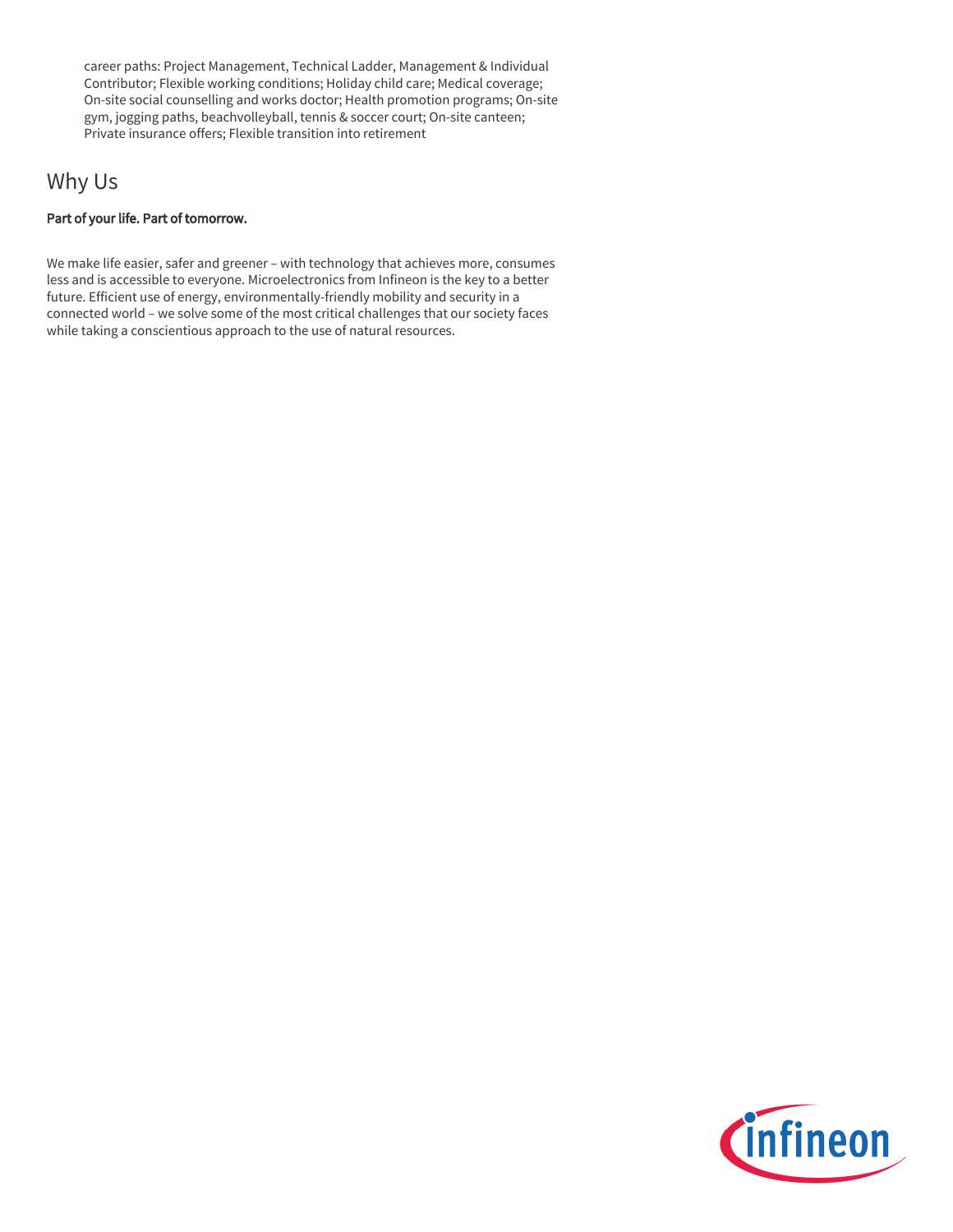career paths: Project Management, Technical Ladder, Management & Individual Contributor; Flexible working conditions; Holiday child care; Medical coverage; On-site social counselling and works doctor; Health promotion programs; On-site gym, jogging paths, beachvolleyball, tennis & soccer court; On-site canteen; Private insurance offers; Flexible transition into retirement

## Why Us

**Part of your life. Part of tomorrow.**

We make life easier, safer and greener – with technology that achieves more, consumes less and is accessible to everyone. Microelectronics from Infineon is the key to a better future. Efficient use of energy, environmentally-friendly mobility and security in a connected world – we solve some of the most critical challenges that our society faces while taking a conscientious approach to the use of natural resources.